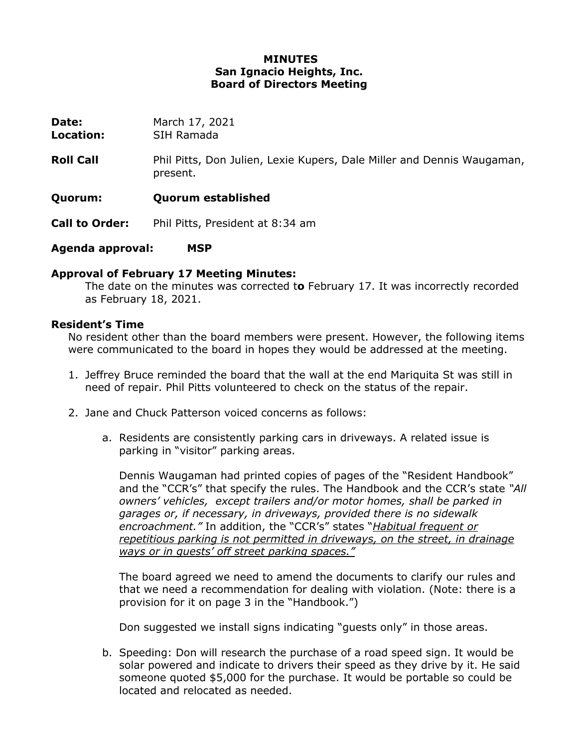**MINUTES**
**San Ignacio Heights, Inc.**
**Board of Directors Meeting**

**Date:** March 17, 2021
**Location:** SIH Ramada

**Roll Call** Phil Pitts, Don Julien, Lexie Kupers, Dale Miller and Dennis Waugaman, present.

**Quorum:** **Quorum established**

**Call to Order:** Phil Pitts, President at 8:34 am

**Agenda approval:** **MSP**

**Approval of February 17 Meeting Minutes:**
The date on the minutes was corrected t**o** February 17. It was incorrectly recorded as February 18, 2021.

**Resident's Time**
No resident other than the board members were present. However, the following items were communicated to the board in hopes they would be addressed at the meeting.

1. Jeffrey Bruce reminded the board that the wall at the end Mariquita St was still in need of repair. Phil Pitts volunteered to check on the status of the repair.

2. Jane and Chuck Patterson voiced concerns as follows:

   a. Residents are consistently parking cars in driveways. A related issue is parking in "visitor" parking areas.

      Dennis Waugaman had printed copies of pages of the "Resident Handbook" and the "CCR's" that specify the rules. The Handbook and the CCR's state *"All owners' vehicles, except trailers and/or motor homes, shall be parked in garages or, if necessary, in driveways, provided there is no sidewalk encroachment."* In addition, the "CCR's" states "*Habitual frequent or repetitious parking is not permitted in driveways, on the street, in drainage ways or in guests' off street parking spaces."*

      The board agreed we need to amend the documents to clarify our rules and that we need a recommendation for dealing with violation. (Note: there is a provision for it on page 3 in the "Handbook.")

      Don suggested we install signs indicating "guests only" in those areas.

   b. Speeding: Don will research the purchase of a road speed sign. It would be solar powered and indicate to drivers their speed as they drive by it. He said someone quoted $5,000 for the purchase. It would be portable so could be located and relocated as needed.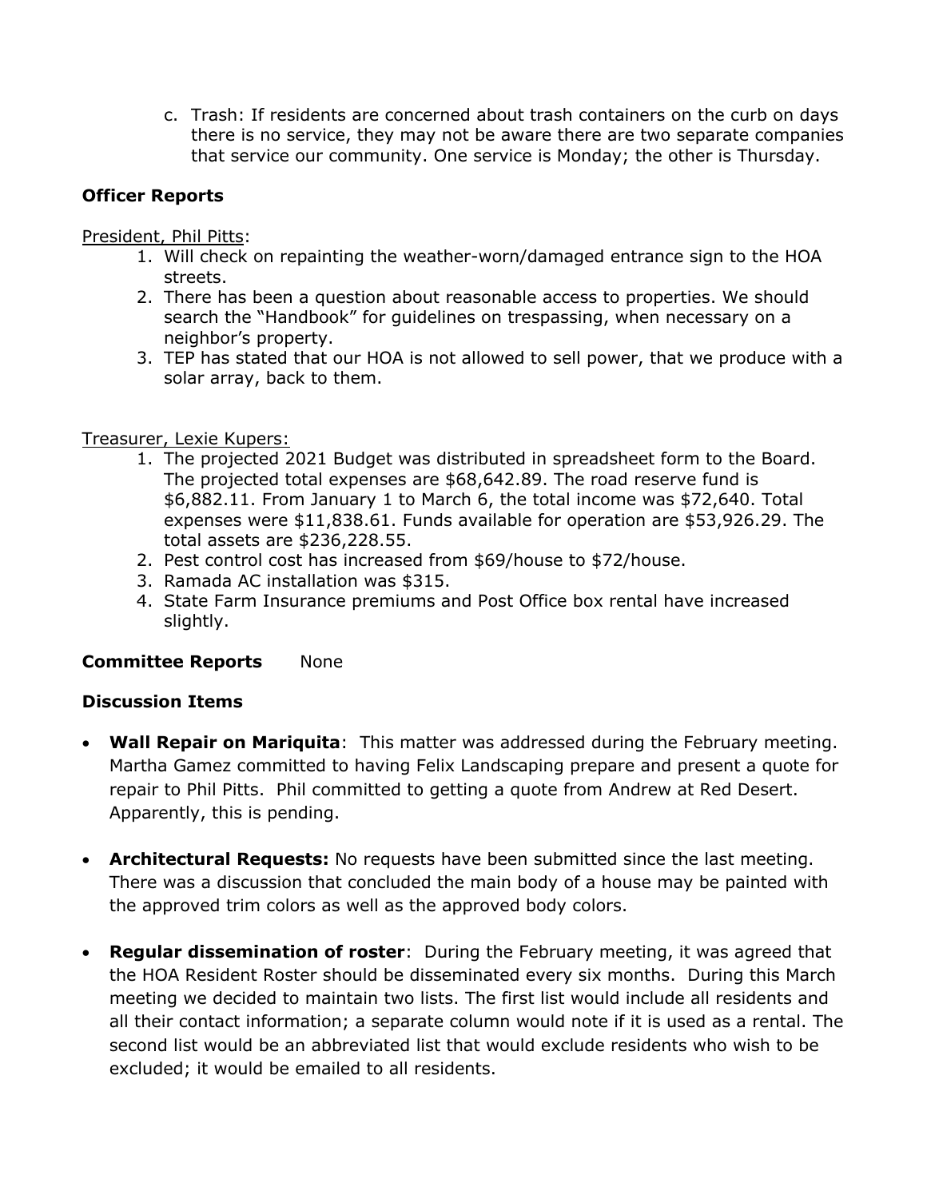c. Trash: If residents are concerned about trash containers on the curb on days there is no service, they may not be aware there are two separate companies that service our community. One service is Monday; the other is Thursday.

**Officer Reports**

President, Phil Pitts:

1. Will check on repainting the weather-worn/damaged entrance sign to the HOA streets.
2. There has been a question about reasonable access to properties. We should search the "Handbook" for guidelines on trespassing, when necessary on a neighbor's property.
3. TEP has stated that our HOA is not allowed to sell power, that we produce with a solar array, back to them.

Treasurer, Lexie Kupers:

1. The projected 2021 Budget was distributed in spreadsheet form to the Board. The projected total expenses are $68,642.89. The road reserve fund is $6,882.11. From January 1 to March 6, the total income was $72,640. Total expenses were $11,838.61. Funds available for operation are $53,926.29. The total assets are $236,228.55.
2. Pest control cost has increased from $69/house to $72/house.
3. Ramada AC installation was $315.
4. State Farm Insurance premiums and Post Office box rental have increased slightly.

**Committee Reports** None

**Discussion Items**

- **Wall Repair on Mariquita**: This matter was addressed during the February meeting. Martha Gamez committed to having Felix Landscaping prepare and present a quote for repair to Phil Pitts. Phil committed to getting a quote from Andrew at Red Desert. Apparently, this is pending.

- **Architectural Requests:** No requests have been submitted since the last meeting. There was a discussion that concluded the main body of a house may be painted with the approved trim colors as well as the approved body colors.

- **Regular dissemination of roster**: During the February meeting, it was agreed that the HOA Resident Roster should be disseminated every six months. During this March meeting we decided to maintain two lists. The first list would include all residents and all their contact information; a separate column would note if it is used as a rental. The second list would be an abbreviated list that would exclude residents who wish to be excluded; it would be emailed to all residents.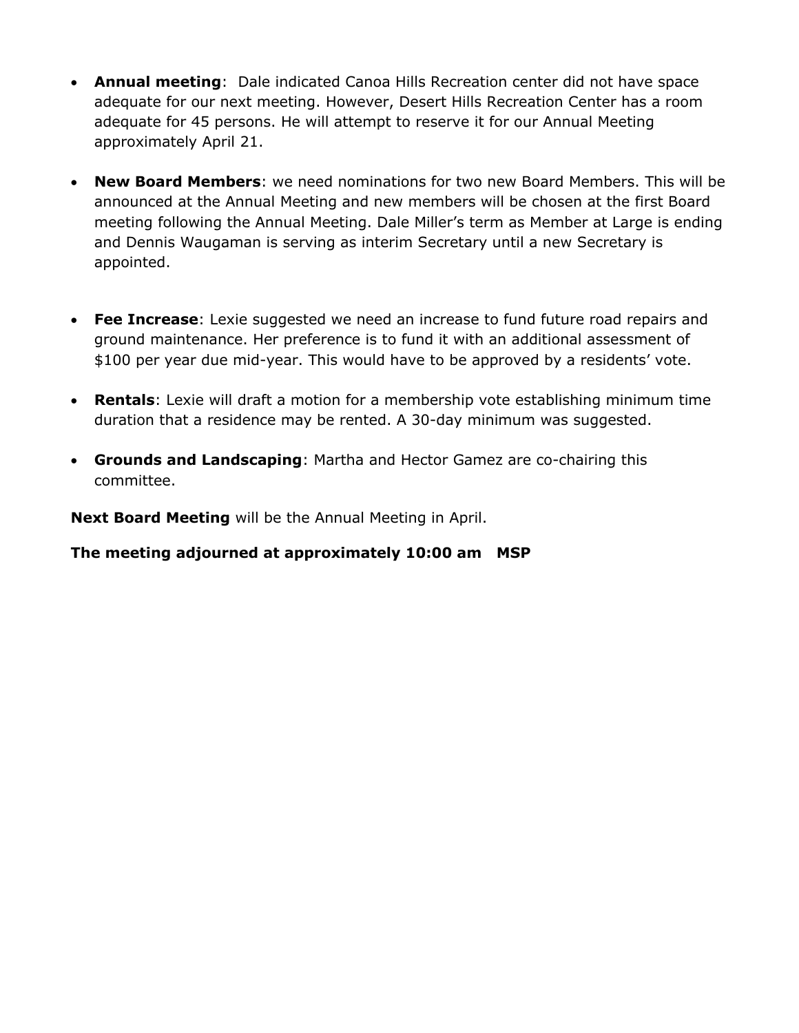- **Annual meeting**: Dale indicated Canoa Hills Recreation center did not have space adequate for our next meeting. However, Desert Hills Recreation Center has a room adequate for 45 persons. He will attempt to reserve it for our Annual Meeting approximately April 21.

- **New Board Members**: we need nominations for two new Board Members. This will be announced at the Annual Meeting and new members will be chosen at the first Board meeting following the Annual Meeting. Dale Miller's term as Member at Large is ending and Dennis Waugaman is serving as interim Secretary until a new Secretary is appointed.

- **Fee Increase**: Lexie suggested we need an increase to fund future road repairs and ground maintenance. Her preference is to fund it with an additional assessment of $100 per year due mid-year. This would have to be approved by a residents' vote.

- **Rentals**: Lexie will draft a motion for a membership vote establishing minimum time duration that a residence may be rented. A 30-day minimum was suggested.

- **Grounds and Landscaping**: Martha and Hector Gamez are co-chairing this committee.

**Next Board Meeting** will be the Annual Meeting in April.

**The meeting adjourned at approximately 10:00 am   MSP**